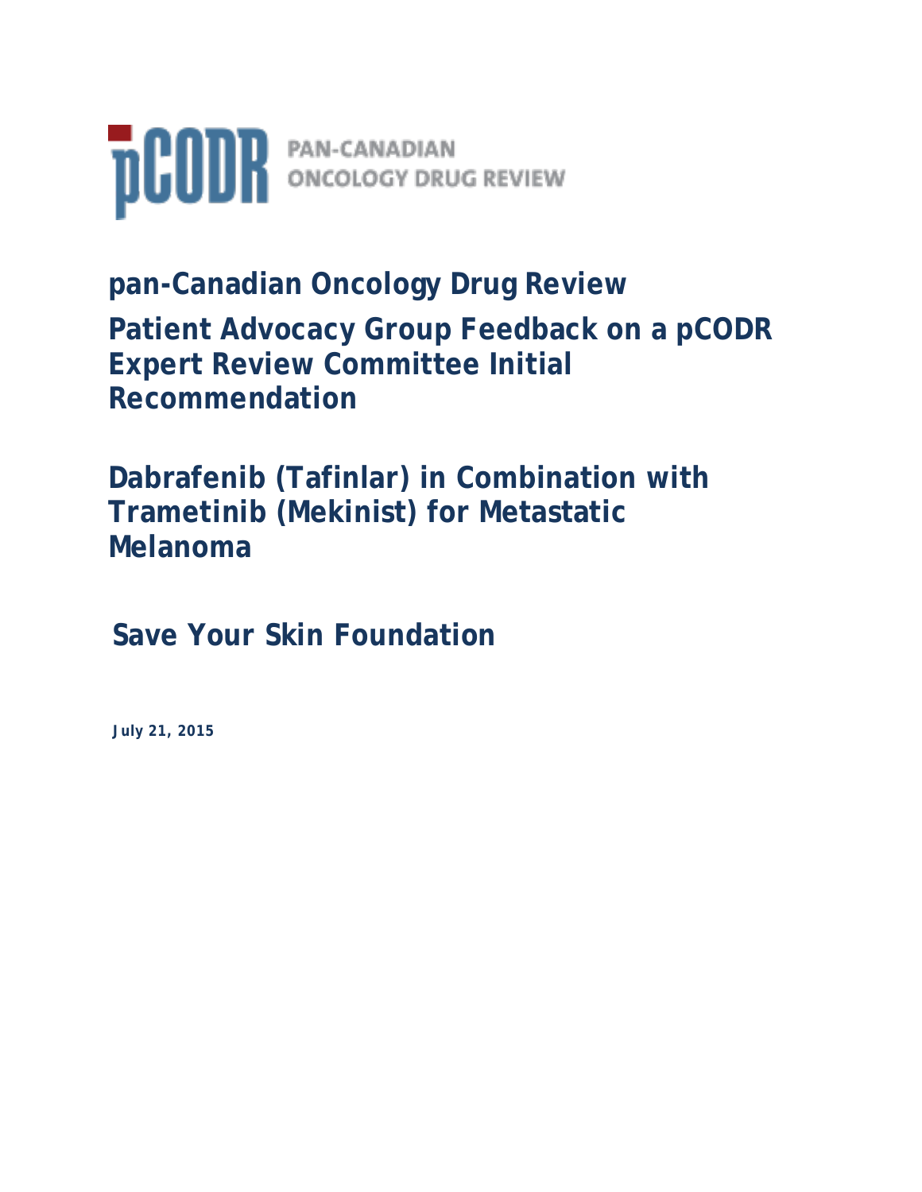pCODR PAN-CANADIAN ONCOLOGY DRUG REVIEW

# pan-Canadian Oncology Drug Review

# Patient Advocacy Group Feedback on a pCODR Expert Review Committee Initial Recommendation

# Dabrafenib (Tafinlar) in Combination with Trametinib (Mekinist) for Metastatic Melanoma

## Save Your Skin Foundation

**July 21, 2015**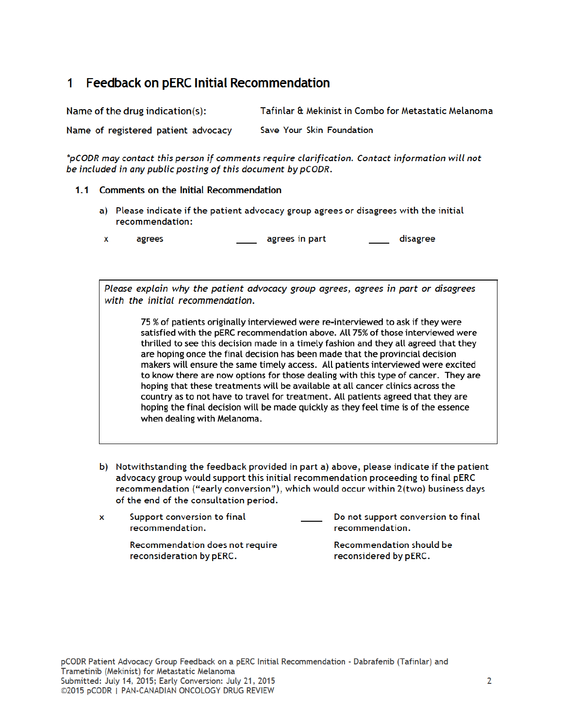# 1 Feedback on pERC Initial Recommendation

| | |
|---|---|
| Name of the drug indication(s): | Tafinlar & Mekinist in Combo for Metastatic Melanoma |
| Name of registered patient advocacy | Save Your Skin Foundation |

*\*pCODR may contact this person if comments require clarification. Contact information will not be included in any public posting of this document by pCODR.*

## 1.1 Comments on the Initial Recommendation

a) Please indicate if the patient advocacy group agrees or disagrees with the initial recommendation:

x agrees ____ agrees in part ____ disagree

*Please explain why the patient advocacy group agrees, agrees in part or disagrees with the initial recommendation.*

75 % of patients originally interviewed were re-interviewed to ask if they were satisfied with the pERC recommendation above. All 75% of those interviewed were thrilled to see this decision made in a timely fashion and they all agreed that they are hoping once the final decision has been made that the provincial decision makers will ensure the same timely access. All patients interviewed were excited to know there are now options for those dealing with this type of cancer. They are hoping that these treatments will be available at all cancer clinics across the country as to not have to travel for treatment. All patients agreed that they are hoping the final decision will be made quickly as they feel time is of the essence when dealing with Melanoma.

b) Notwithstanding the feedback provided in part a) above, please indicate if the patient advocacy group would support this initial recommendation proceeding to final pERC recommendation ("early conversion"), which would occur within 2(two) business days of the end of the consultation period.

x Support conversion to final recommendation.

Recommendation does not require reconsideration by pERC.

____ Do not support conversion to final recommendation.

Recommendation should be reconsidered by pERC.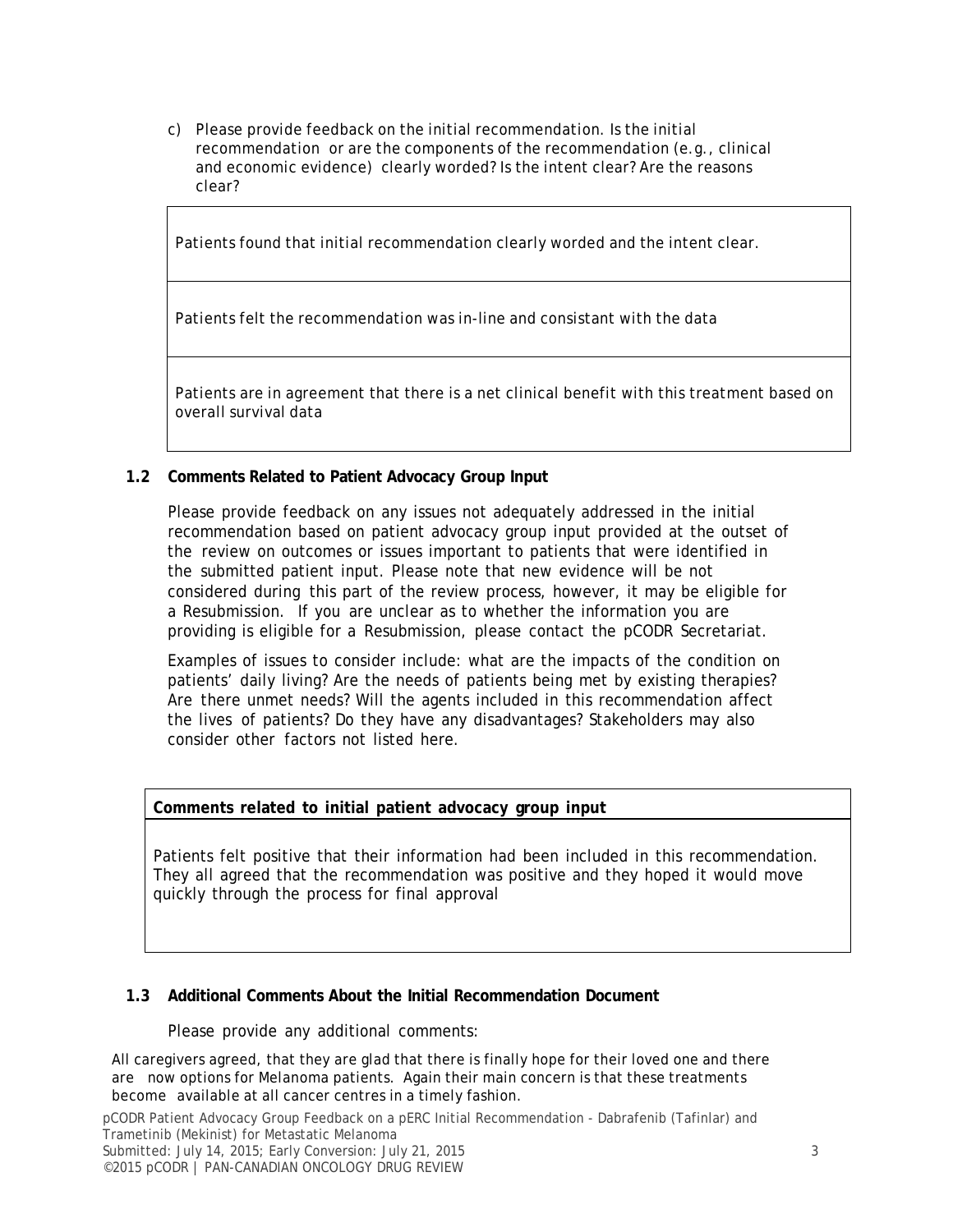c) Please provide feedback on the initial recommendation. Is the initial recommendation or are the components of the recommendation (e.g., clinical and economic evidence) clearly worded? Is the intent clear? Are the reasons clear?

| Patients found that initial recommendation clearly worded and the intent clear. |
|---|
| Patients felt the recommendation was in-line and consistant with the data |
| Patients are in agreement that there is a net clinical benefit with this treatment based on overall survival data |

### 1.2 Comments Related to Patient Advocacy Group Input

Please provide feedback on any issues not adequately addressed in the initial recommendation based on patient advocacy group input provided at the outset of the review on outcomes or issues important to patients that were identified in the submitted patient input. Please note that new evidence will be not considered during this part of the review process, however, it may be eligible for a Resubmission. If you are unclear as to whether the information you are providing is eligible for a Resubmission, please contact the pCODR Secretariat.

Examples of issues to consider include: what are the impacts of the condition on patients' daily living? Are the needs of patients being met by existing therapies? Are there unmet needs? Will the agents included in this recommendation affect the lives of patients? Do they have any disadvantages? Stakeholders may also consider other factors not listed here.

| **Comments related to initial patient advocacy group input** |
|---|
| Patients felt positive that their information had been included in this recommendation. They all agreed that the recommendation was positive and they hoped it would move quickly through the process for final approval |

### 1.3 Additional Comments About the Initial Recommendation Document

Please provide any additional comments:

All caregivers agreed, that they are glad that there is finally hope for their loved one and there are now options for Melanoma patients. Again their main concern is that these treatments become available at all cancer centres in a timely fashion.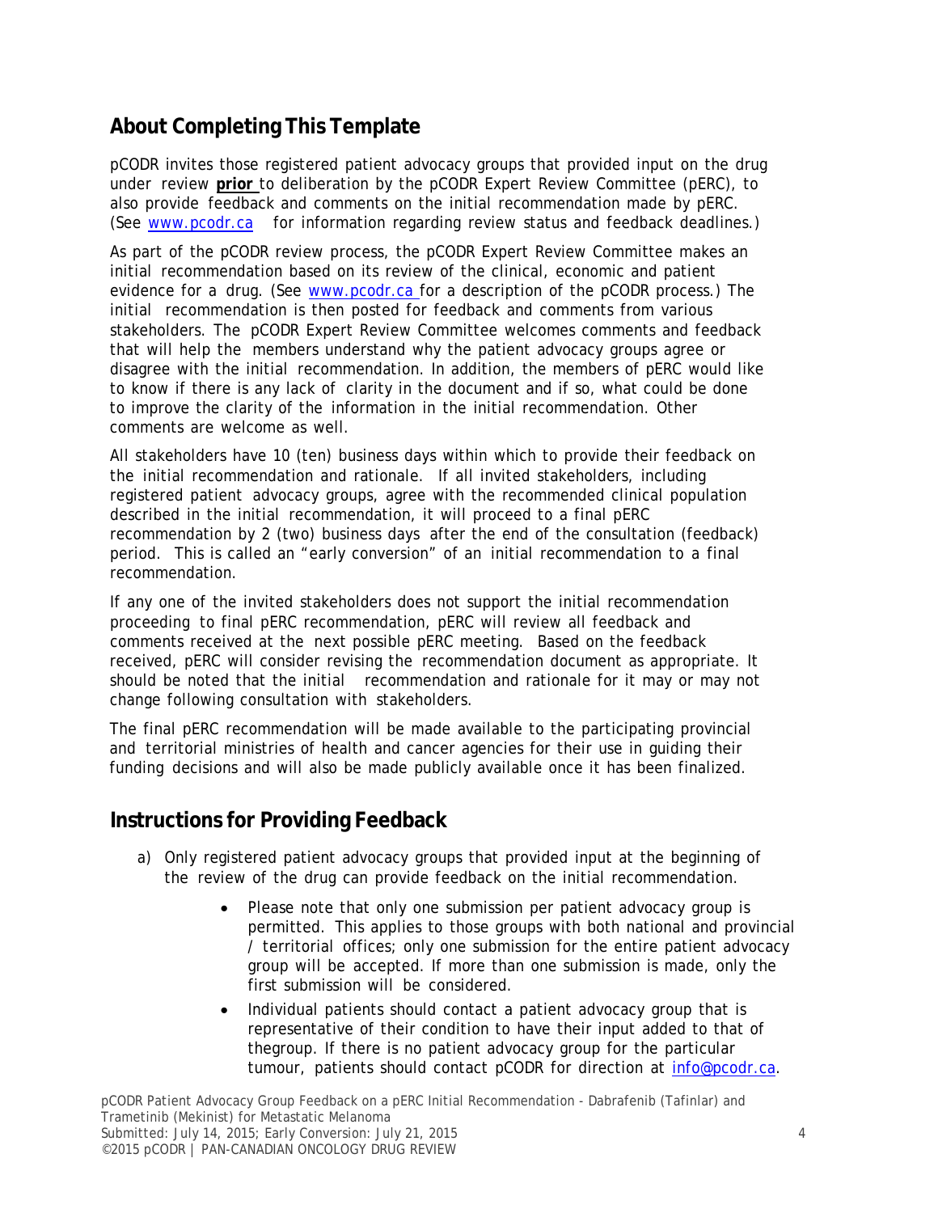## About Completing This Template

pCODR invites those registered patient advocacy groups that provided input on the drug under review **prior** to deliberation by the pCODR Expert Review Committee (pERC), to also provide feedback and comments on the initial recommendation made by pERC. (See www.pcodr.ca for information regarding review status and feedback deadlines.)

As part of the pCODR review process, the pCODR Expert Review Committee makes an initial recommendation based on its review of the clinical, economic and patient evidence for a drug. (See www.pcodr.ca for a description of the pCODR process.) The initial recommendation is then posted for feedback and comments from various stakeholders. The pCODR Expert Review Committee welcomes comments and feedback that will help the members understand why the patient advocacy groups agree or disagree with the initial recommendation. In addition, the members of pERC would like to know if there is any lack of clarity in the document and if so, what could be done to improve the clarity of the information in the initial recommendation. Other comments are welcome as well.

All stakeholders have 10 (ten) business days within which to provide their feedback on the initial recommendation and rationale. If all invited stakeholders, including registered patient advocacy groups, agree with the recommended clinical population described in the initial recommendation, it will proceed to a final pERC recommendation by 2 (two) business days after the end of the consultation (feedback) period. This is called an "early conversion" of an initial recommendation to a final recommendation.

If any one of the invited stakeholders does not support the initial recommendation proceeding to final pERC recommendation, pERC will review all feedback and comments received at the next possible pERC meeting. Based on the feedback received, pERC will consider revising the recommendation document as appropriate. It should be noted that the initial recommendation and rationale for it may or may not change following consultation with stakeholders.

The final pERC recommendation will be made available to the participating provincial and territorial ministries of health and cancer agencies for their use in guiding their funding decisions and will also be made publicly available once it has been finalized.

## Instructions for Providing Feedback

a) Only registered patient advocacy groups that provided input at the beginning of the review of the drug can provide feedback on the initial recommendation.

- Please note that only one submission per patient advocacy group is permitted. This applies to those groups with both national and provincial / territorial offices; only one submission for the entire patient advocacy group will be accepted. If more than one submission is made, only the first submission will be considered.
- Individual patients should contact a patient advocacy group that is representative of their condition to have their input added to that of thegroup. If there is no patient advocacy group for the particular tumour, patients should contact pCODR for direction at info@pcodr.ca.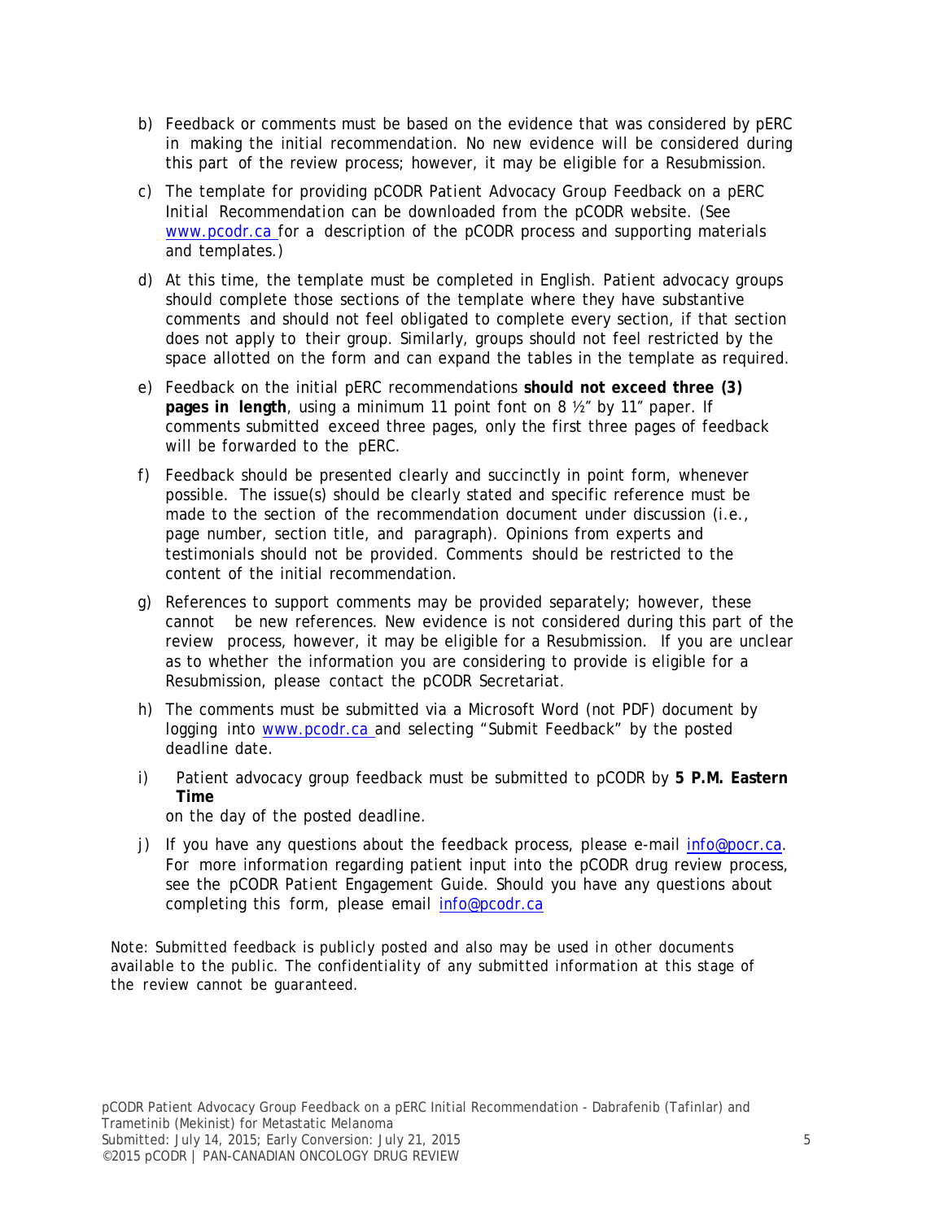b) Feedback or comments must be based on the evidence that was considered by pERC in making the initial recommendation. No new evidence will be considered during this part of the review process; however, it may be eligible for a Resubmission.

c) The template for providing *pCODR Patient Advocacy Group Feedback on a pERC Initial Recommendation* can be downloaded from the pCODR website. (See www.pcodr.ca for a description of the pCODR process and supporting materials and templates.)

d) At this time, the template must be completed in English. Patient advocacy groups should complete those sections of the template where they have substantive comments and should not feel obligated to complete every section, if that section does not apply to their group. Similarly, groups should not feel restricted by the space allotted on the form and can expand the tables in the template as required.

e) Feedback on the initial pERC recommendations **should not exceed three (3) pages in length**, using a minimum 11 point font on 8 ½″ by 11″ paper. If comments submitted exceed three pages, only the first three pages of feedback will be forwarded to the pERC.

f) Feedback should be presented clearly and succinctly in point form, whenever possible. The issue(s) should be clearly stated and specific reference must be made to the section of the recommendation document under discussion (i.e., page number, section title, and paragraph). Opinions from experts and testimonials should not be provided. Comments should be restricted to the content of the initial recommendation.

g) References to support comments may be provided separately; however, these cannot be new references. New evidence is not considered during this part of the review process, however, it may be eligible for a Resubmission. If you are unclear as to whether the information you are considering to provide is eligible for a Resubmission, please contact the pCODR Secretariat.

h) The comments must be submitted via a Microsoft Word (not PDF) document by logging into www.pcodr.ca and selecting "Submit Feedback" by the posted deadline date.

i) Patient advocacy group feedback must be submitted to pCODR by **5 P.M. Eastern Time** on the day of the posted deadline.

j) If you have any questions about the feedback process, please e-mail info@pocr.ca. For more information regarding patient input into the pCODR drug review process, see the *pCODR Patient Engagement Guide*. Should you have any questions about completing this form, please email info@pcodr.ca

*Note: Submitted feedback is publicly posted and also may be used in other documents available to the public. The confidentiality of any submitted information at this stage of the review cannot be guaranteed.*